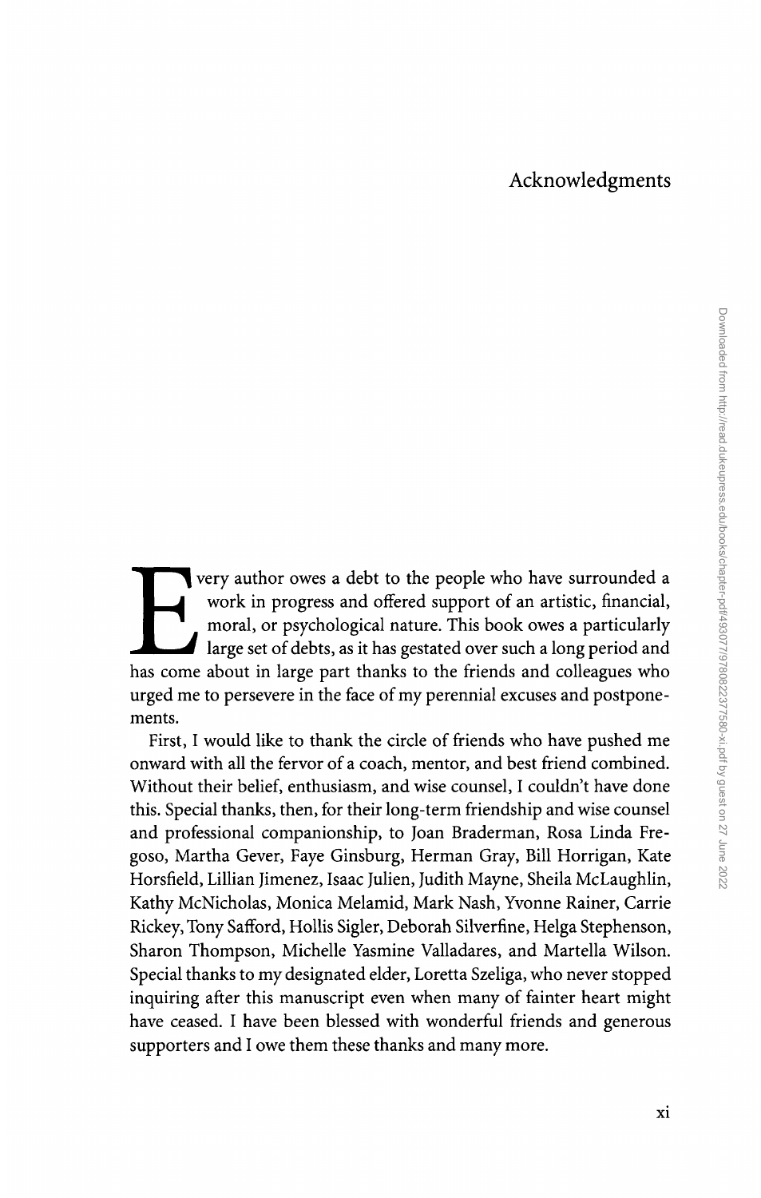# Acknowledgments

Every author owes a debt to the people who have surrounded a work in progress and offered support of an artistic, financial, moral, or psychological nature. This book owes a particularly large set of debts, as it has gestated over such a long period and has come about in large part thanks to the friends and colleagues who urged me to persevere in the face of my perennial excuses and postponements.

First, I would like to thank the circle of friends who have pushed me onward with all the fervor of a coach, mentor, and best friend combined. Without their belief, enthusiasm, and wise counsel, I couldn't have done this. Special thanks, then, for their long-term friendship and wise counsel and professional companionship, to Joan Braderman, Rosa Linda Fregoso, Martha Gever, Faye Ginsburg, Herman Gray, Bill Horrigan, Kate Horsfield, Lillian Jimenez, Isaac Julien, Judith Mayne, Sheila McLaughlin, Kathy McNicholas, Monica Melamid, Mark Nash, Yvonne Rainer, Carrie Rickey, Tony Safford, Hollis Sigler, Deborah Silverfine, Helga Stephenson, Sharon Thompson, Michelle Yasmine Valladares, and Martella Wilson. Special thanks to my designated elder, Loretta Szeliga, who never stopped inquiring after this manuscript even when many of fainter heart might have ceased. I have been blessed with wonderful friends and generous supporters and I owe them these thanks and many more.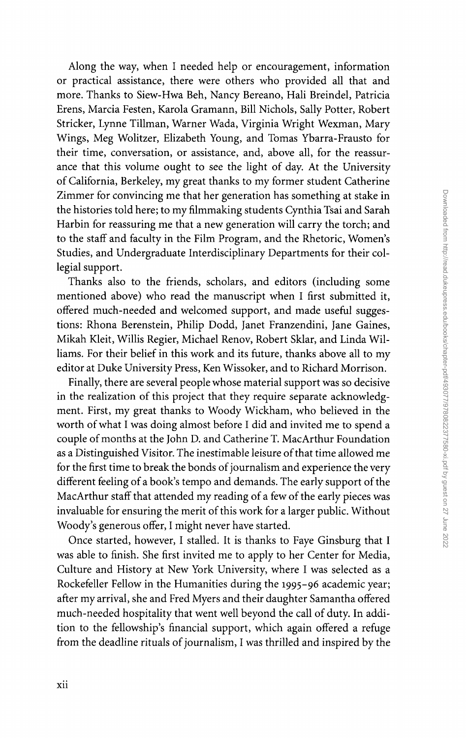Along the way, when I needed help or encouragement, information or practical assistance, there were others who provided all that and more. Thanks to Siew-Hwa Beh, Nancy Bereano, Hali Breindel, Patricia Erens, Marcia Festen, Karola Gramann, Bill Nichols, Sally Potter, Robert Stricker, Lynne Tillman, Warner Wada, Virginia Wright Wexman, Mary Wings, Meg Wolitzer, Elizabeth Young, and Tomas Ybarra-Frausto for their time, conversation, or assistance, and, above all, for the reassurance that this volume ought to see the light of day. At the University of California, Berkeley, my great thanks to my former student Catherine Zimmer for convincing me that her generation has something at stake in the histories told here; to my filmmaking students Cynthia Tsai and Sarah Harbin for reassuring me that a new generation will carry the torch; and to the staff and faculty in the Film Program, and the Rhetoric, Women's Studies, and Undergraduate Interdisciplinary Departments for their collegial support.

Thanks also to the friends, scholars, and editors (including some mentioned above) who read the manuscript when I first submitted it, offered much-needed and welcomed support, and made useful suggestions: Rhona Berenstein, Philip Dodd, Janet Franzendini, Jane Gaines, Mikah Kleit, Willis Regier, Michael Renov, Robert Sklar, and Linda Williams. For their belief in this work and its future, thanks above all to my editor at Duke University Press, Ken Wissoker, and to Richard Morrison.

Finally, there are several people whose material support was so decisive in the realization of this project that they require separate acknowledgment. First, my great thanks to Woody Wickham, who believed in the worth of what I was doing almost before I did and invited me to spend a couple of months at the John D. and Catherine T. MacArthur Foundation as a Distinguished Visitor. The inestimable leisure of that time allowed me for the first time to break the bonds of journalism and experience the very different feeling of a book's tempo and demands. The early support of the MacArthur staff that attended my reading of a few of the early pieces was invaluable for ensuring the merit of this work for a larger public. Without Woody's generous offer, I might never have started.

Once started, however, I stalled. It is thanks to Faye Ginsburg that I was able to finish. She first invited me to apply to her Center for Media, Culture and History at New York University, where I was selected as a Rockefeller Fellow in the Humanities during the 1995–96 academic year; after my arrival, she and Fred Myers and their daughter Samantha offered much-needed hospitality that went well beyond the call of duty. In addition to the fellowship's financial support, which again offered a refuge from the deadline rituals of journalism, I was thrilled and inspired by the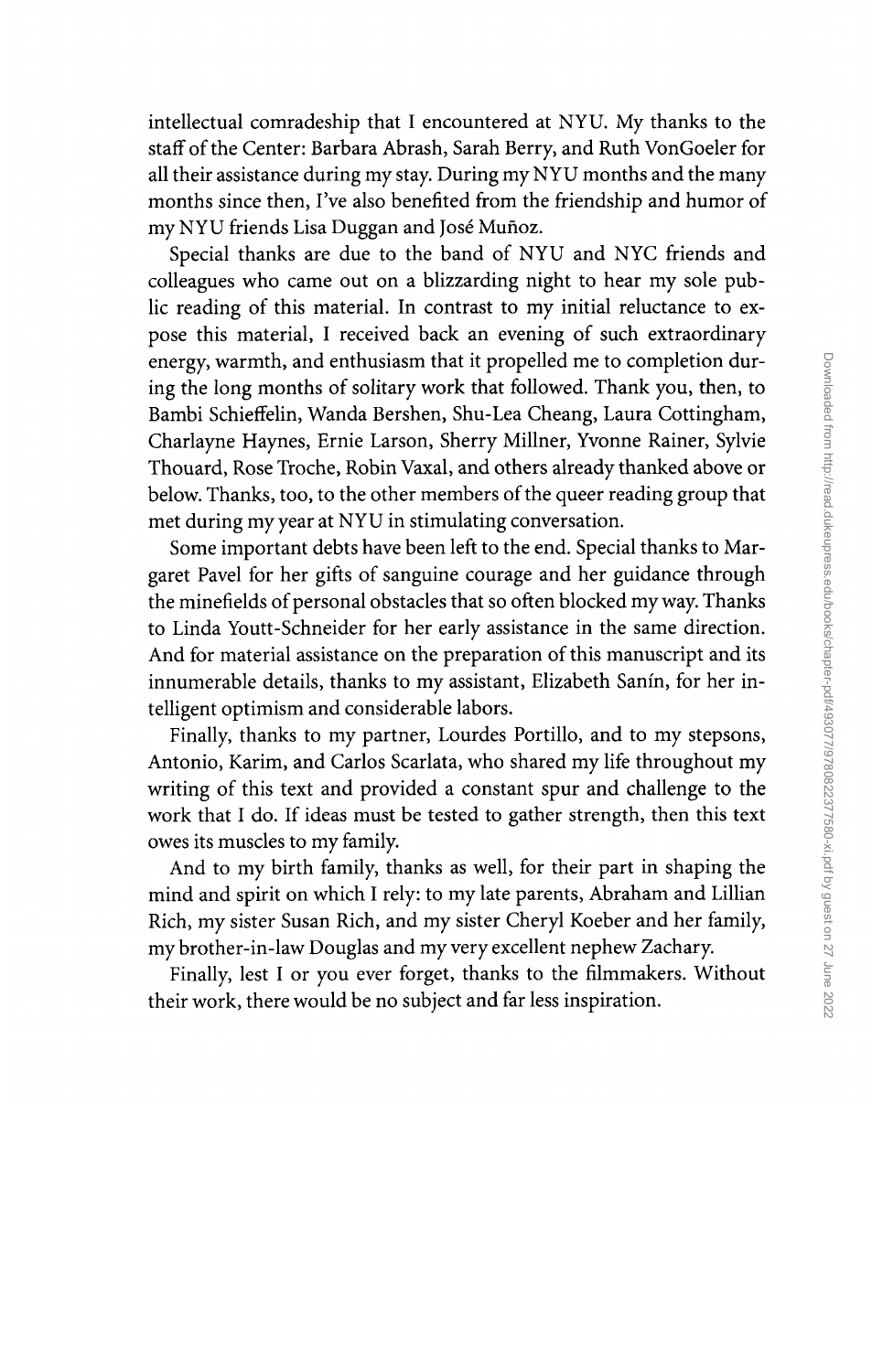intellectual comradeship that I encountered at NYU. My thanks to the staff of the Center: Barbara Abrash, Sarah Berry, and Ruth VonGoeler for all their assistance during my stay. During my NYU months and the many months since then, I've also benefited from the friendship and humor of my NYU friends Lisa Duggan and José Muñoz.

Special thanks are due to the band of NYU and NYC friends and colleagues who came out on a blizzarding night to hear my sole public reading of this material. In contrast to my initial reluctance to expose this material, I received back an evening of such extraordinary energy, warmth, and enthusiasm that it propelled me to completion during the long months of solitary work that followed. Thank you, then, to Bambi Schieffelin, Wanda Bershen, Shu-Lea Cheang, Laura Cottingham, Charlayne Haynes, Ernie Larson, Sherry Millner, Yvonne Rainer, Sylvie Thouard, Rose Troche, Robin Vaxal, and others already thanked above or below. Thanks, too, to the other members of the queer reading group that met during my year at NYU in stimulating conversation.

Some important debts have been left to the end. Special thanks to Margaret Pavel for her gifts of sanguine courage and her guidance through the minefields of personal obstacles that so often blocked my way. Thanks to Linda Youtt-Schneider for her early assistance in the same direction. And for material assistance on the preparation of this manuscript and its innumerable details, thanks to my assistant, Elizabeth Sanín, for her intelligent optimism and considerable labors.

Finally, thanks to my partner, Lourdes Portillo, and to my stepsons, Antonio, Karim, and Carlos Scarlata, who shared my life throughout my writing of this text and provided a constant spur and challenge to the work that I do. If ideas must be tested to gather strength, then this text owes its muscles to my family.

And to my birth family, thanks as well, for their part in shaping the mind and spirit on which I rely: to my late parents, Abraham and Lillian Rich, my sister Susan Rich, and my sister Cheryl Koeber and her family, my brother-in-law Douglas and my very excellent nephew Zachary.

Finally, lest I or you ever forget, thanks to the filmmakers. Without their work, there would be no subject and far less inspiration.